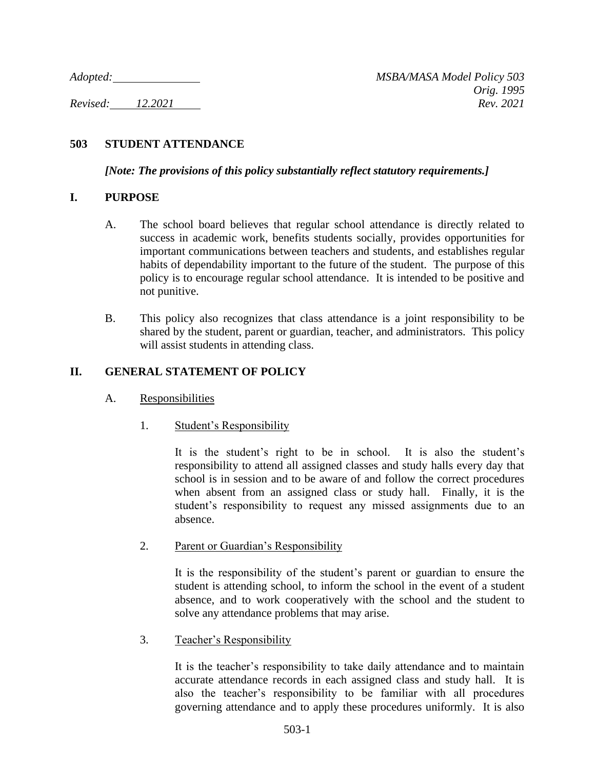*Adopted:* ______________ *MSBA/MASA Model Policy 503*
*Orig. 1995*
*Revised: 12.2021* *Rev. 2021*

# 503 STUDENT ATTENDANCE

***[Note: The provisions of this policy substantially reflect statutory requirements.]***

## I. PURPOSE

A. The school board believes that regular school attendance is directly related to success in academic work, benefits students socially, provides opportunities for important communications between teachers and students, and establishes regular habits of dependability important to the future of the student. The purpose of this policy is to encourage regular school attendance. It is intended to be positive and not punitive.

B. This policy also recognizes that class attendance is a joint responsibility to be shared by the student, parent or guardian, teacher, and administrators. This policy will assist students in attending class.

## II. GENERAL STATEMENT OF POLICY

A. Responsibilities

1. Student's Responsibility

It is the student's right to be in school. It is also the student's responsibility to attend all assigned classes and study halls every day that school is in session and to be aware of and follow the correct procedures when absent from an assigned class or study hall. Finally, it is the student's responsibility to request any missed assignments due to an absence.

2. Parent or Guardian's Responsibility

It is the responsibility of the student's parent or guardian to ensure the student is attending school, to inform the school in the event of a student absence, and to work cooperatively with the school and the student to solve any attendance problems that may arise.

3. Teacher's Responsibility

It is the teacher's responsibility to take daily attendance and to maintain accurate attendance records in each assigned class and study hall. It is also the teacher's responsibility to be familiar with all procedures governing attendance and to apply these procedures uniformly. It is also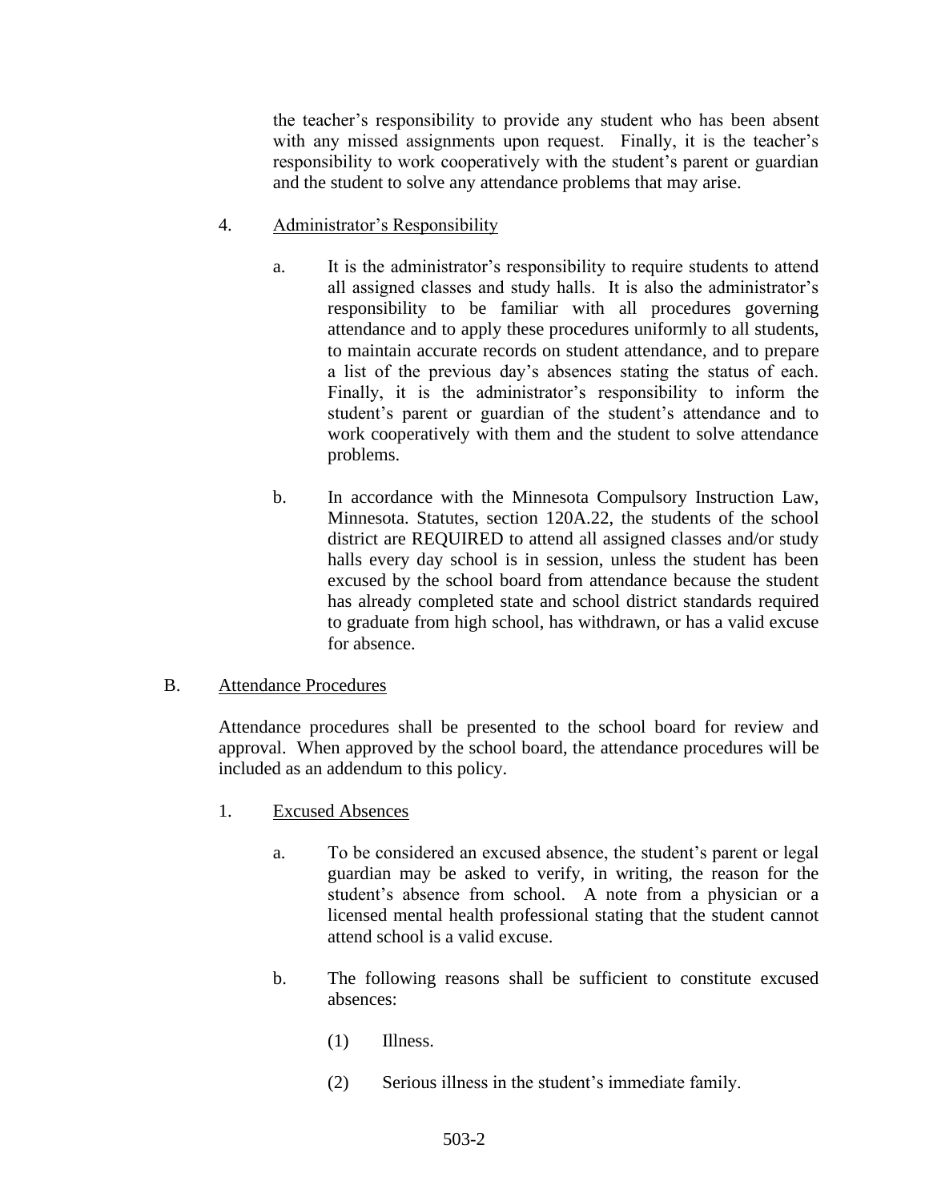the teacher's responsibility to provide any student who has been absent with any missed assignments upon request. Finally, it is the teacher's responsibility to work cooperatively with the student's parent or guardian and the student to solve any attendance problems that may arise.

4. Administrator's Responsibility

   a. It is the administrator's responsibility to require students to attend all assigned classes and study halls. It is also the administrator's responsibility to be familiar with all procedures governing attendance and to apply these procedures uniformly to all students, to maintain accurate records on student attendance, and to prepare a list of the previous day's absences stating the status of each. Finally, it is the administrator's responsibility to inform the student's parent or guardian of the student's attendance and to work cooperatively with them and the student to solve attendance problems.

   b. In accordance with the Minnesota Compulsory Instruction Law, Minnesota. Statutes, section 120A.22, the students of the school district are REQUIRED to attend all assigned classes and/or study halls every day school is in session, unless the student has been excused by the school board from attendance because the student has already completed state and school district standards required to graduate from high school, has withdrawn, or has a valid excuse for absence.

B. Attendance Procedures

Attendance procedures shall be presented to the school board for review and approval. When approved by the school board, the attendance procedures will be included as an addendum to this policy.

1. Excused Absences

   a. To be considered an excused absence, the student's parent or legal guardian may be asked to verify, in writing, the reason for the student's absence from school. A note from a physician or a licensed mental health professional stating that the student cannot attend school is a valid excuse.

   b. The following reasons shall be sufficient to constitute excused absences:

      (1) Illness.

      (2) Serious illness in the student's immediate family.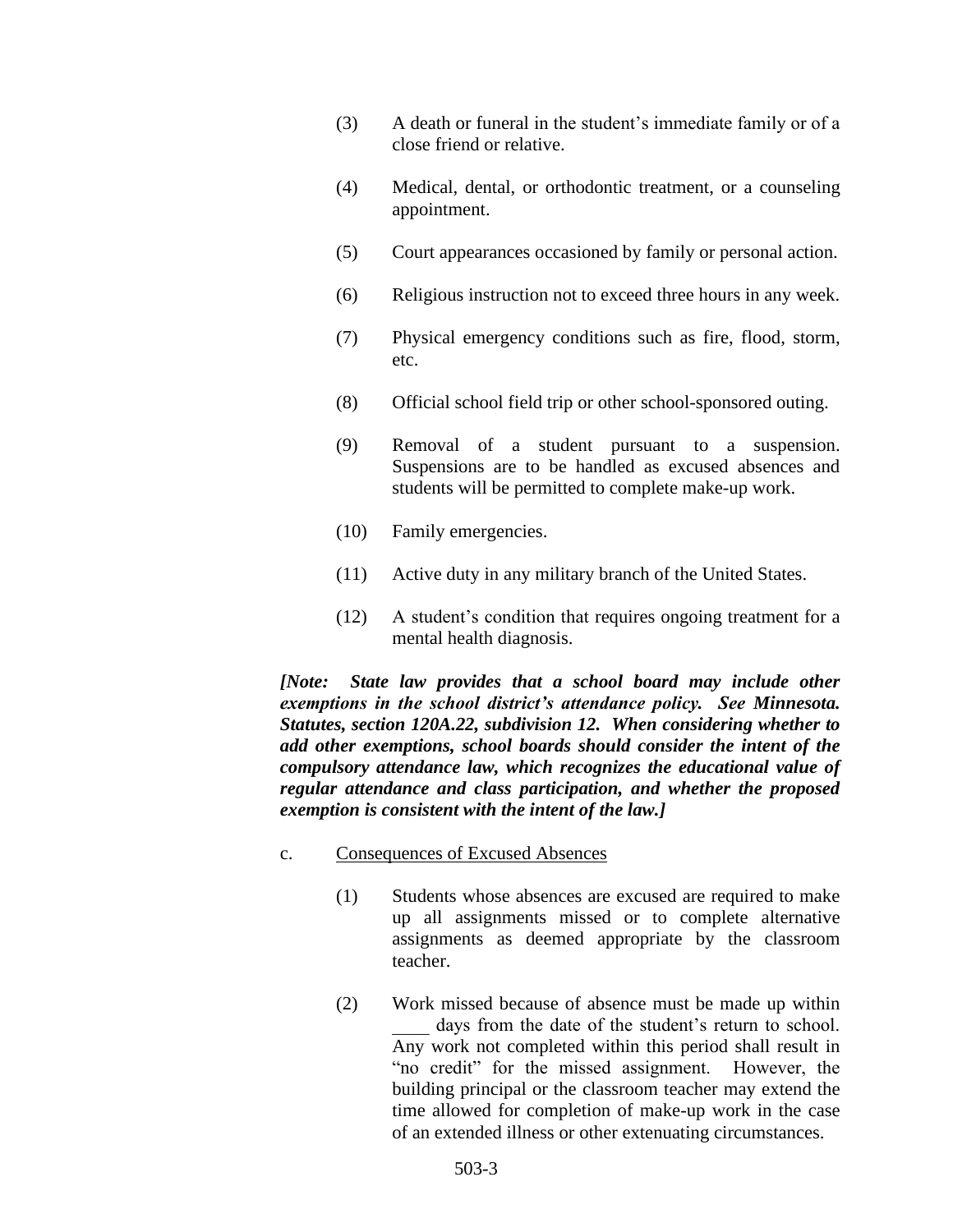(3) A death or funeral in the student's immediate family or of a close friend or relative.

(4) Medical, dental, or orthodontic treatment, or a counseling appointment.

(5) Court appearances occasioned by family or personal action.

(6) Religious instruction not to exceed three hours in any week.

(7) Physical emergency conditions such as fire, flood, storm, etc.

(8) Official school field trip or other school-sponsored outing.

(9) Removal of a student pursuant to a suspension. Suspensions are to be handled as excused absences and students will be permitted to complete make-up work.

(10) Family emergencies.

(11) Active duty in any military branch of the United States.

(12) A student's condition that requires ongoing treatment for a mental health diagnosis.

***[Note: State law provides that a school board may include other exemptions in the school district's attendance policy. See Minnesota. Statutes, section 120A.22, subdivision 12. When considering whether to add other exemptions, school boards should consider the intent of the compulsory attendance law, which recognizes the educational value of regular attendance and class participation, and whether the proposed exemption is consistent with the intent of the law.]***

c. Consequences of Excused Absences

(1) Students whose absences are excused are required to make up all assignments missed or to complete alternative assignments as deemed appropriate by the classroom teacher.

(2) Work missed because of absence must be made up within ____ days from the date of the student's return to school. Any work not completed within this period shall result in "no credit" for the missed assignment. However, the building principal or the classroom teacher may extend the time allowed for completion of make-up work in the case of an extended illness or other extenuating circumstances.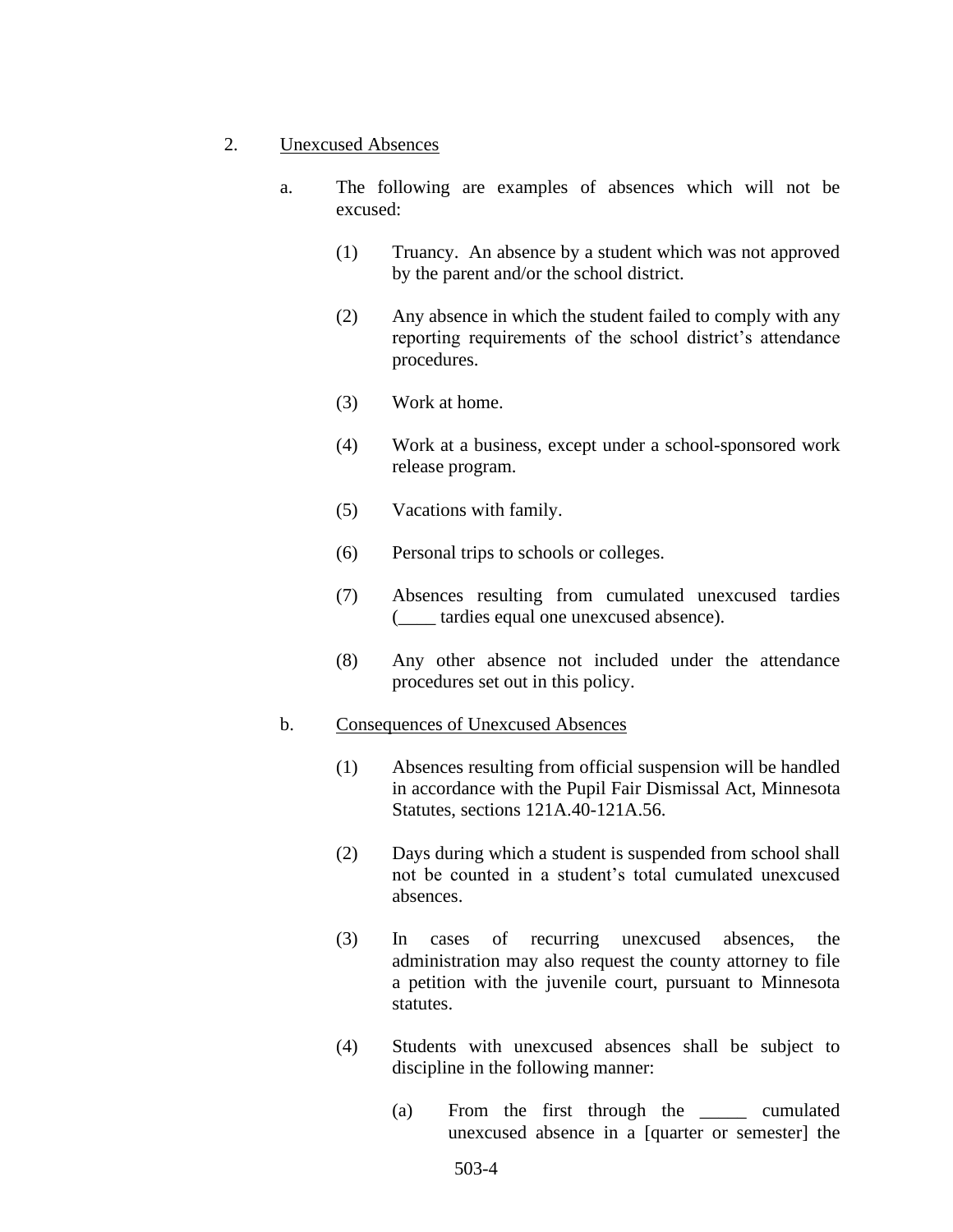2. Unexcused Absences

   a. The following are examples of absences which will not be excused:

      (1) Truancy. An absence by a student which was not approved by the parent and/or the school district.

      (2) Any absence in which the student failed to comply with any reporting requirements of the school district's attendance procedures.

      (3) Work at home.

      (4) Work at a business, except under a school-sponsored work release program.

      (5) Vacations with family.

      (6) Personal trips to schools or colleges.

      (7) Absences resulting from cumulated unexcused tardies (____ tardies equal one unexcused absence).

      (8) Any other absence not included under the attendance procedures set out in this policy.

   b. Consequences of Unexcused Absences

      (1) Absences resulting from official suspension will be handled in accordance with the Pupil Fair Dismissal Act, Minnesota Statutes, sections 121A.40-121A.56.

      (2) Days during which a student is suspended from school shall not be counted in a student's total cumulated unexcused absences.

      (3) In cases of recurring unexcused absences, the administration may also request the county attorney to file a petition with the juvenile court, pursuant to Minnesota statutes.

      (4) Students with unexcused absences shall be subject to discipline in the following manner:

         (a) From the first through the _____ cumulated unexcused absence in a [quarter or semester] the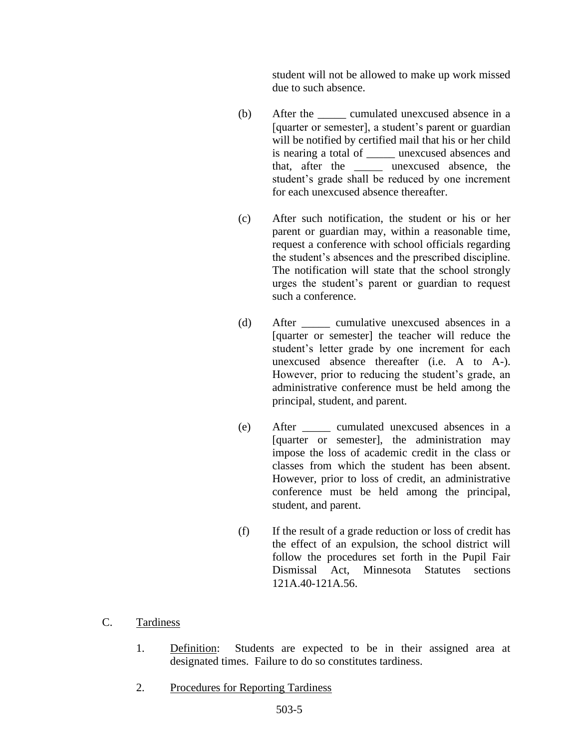student will not be allowed to make up work missed due to such absence.

(b) After the _____ cumulated unexcused absence in a [quarter or semester], a student's parent or guardian will be notified by certified mail that his or her child is nearing a total of _____ unexcused absences and that, after the _____ unexcused absence, the student's grade shall be reduced by one increment for each unexcused absence thereafter.

(c) After such notification, the student or his or her parent or guardian may, within a reasonable time, request a conference with school officials regarding the student's absences and the prescribed discipline. The notification will state that the school strongly urges the student's parent or guardian to request such a conference.

(d) After _____ cumulative unexcused absences in a [quarter or semester] the teacher will reduce the student's letter grade by one increment for each unexcused absence thereafter (i.e. A to A-). However, prior to reducing the student's grade, an administrative conference must be held among the principal, student, and parent.

(e) After _____ cumulated unexcused absences in a [quarter or semester], the administration may impose the loss of academic credit in the class or classes from which the student has been absent. However, prior to loss of credit, an administrative conference must be held among the principal, student, and parent.

(f) If the result of a grade reduction or loss of credit has the effect of an expulsion, the school district will follow the procedures set forth in the Pupil Fair Dismissal Act, Minnesota Statutes sections 121A.40-121A.56.

C. <u>Tardiness</u>

1. <u>Definition</u>: Students are expected to be in their assigned area at designated times. Failure to do so constitutes tardiness.

2. <u>Procedures for Reporting Tardiness</u>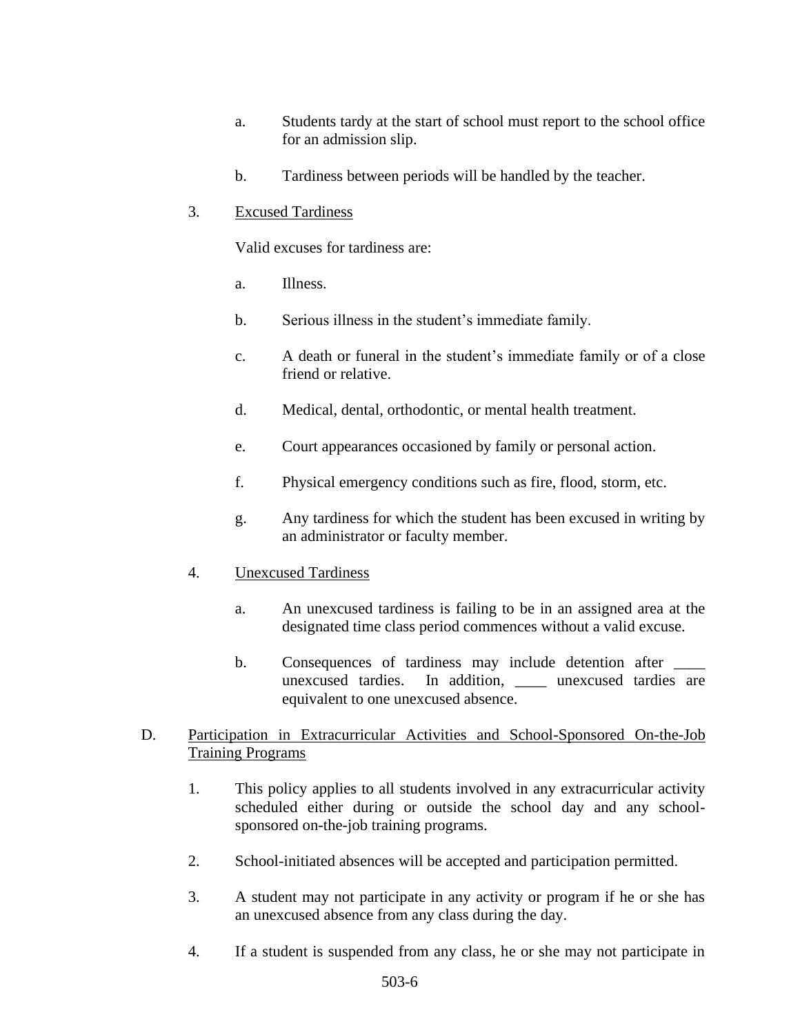a. Students tardy at the start of school must report to the school office for an admission slip.

b. Tardiness between periods will be handled by the teacher.

3. Excused Tardiness

   Valid excuses for tardiness are:

   a. Illness.

   b. Serious illness in the student's immediate family.

   c. A death or funeral in the student's immediate family or of a close friend or relative.

   d. Medical, dental, orthodontic, or mental health treatment.

   e. Court appearances occasioned by family or personal action.

   f. Physical emergency conditions such as fire, flood, storm, etc.

   g. Any tardiness for which the student has been excused in writing by an administrator or faculty member.

4. Unexcused Tardiness

   a. An unexcused tardiness is failing to be in an assigned area at the designated time class period commences without a valid excuse.

   b. Consequences of tardiness may include detention after ____ unexcused tardies. In addition, ____ unexcused tardies are equivalent to one unexcused absence.

D. Participation in Extracurricular Activities and School-Sponsored On-the-Job Training Programs

1. This policy applies to all students involved in any extracurricular activity scheduled either during or outside the school day and any school-sponsored on-the-job training programs.

2. School-initiated absences will be accepted and participation permitted.

3. A student may not participate in any activity or program if he or she has an unexcused absence from any class during the day.

4. If a student is suspended from any class, he or she may not participate in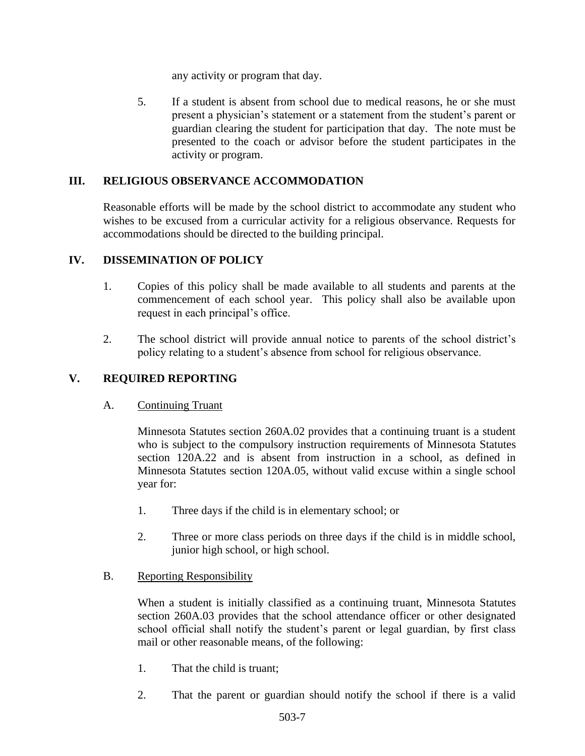any activity or program that day.

5. If a student is absent from school due to medical reasons, he or she must present a physician's statement or a statement from the student's parent or guardian clearing the student for participation that day. The note must be presented to the coach or advisor before the student participates in the activity or program.

## III. RELIGIOUS OBSERVANCE ACCOMMODATION

Reasonable efforts will be made by the school district to accommodate any student who wishes to be excused from a curricular activity for a religious observance. Requests for accommodations should be directed to the building principal.

## IV. DISSEMINATION OF POLICY

1. Copies of this policy shall be made available to all students and parents at the commencement of each school year. This policy shall also be available upon request in each principal's office.

2. The school district will provide annual notice to parents of the school district's policy relating to a student's absence from school for religious observance.

## V. REQUIRED REPORTING

### A. Continuing Truant

Minnesota Statutes section 260A.02 provides that a continuing truant is a student who is subject to the compulsory instruction requirements of Minnesota Statutes section 120A.22 and is absent from instruction in a school, as defined in Minnesota Statutes section 120A.05, without valid excuse within a single school year for:

1. Three days if the child is in elementary school; or

2. Three or more class periods on three days if the child is in middle school, junior high school, or high school.

### B. Reporting Responsibility

When a student is initially classified as a continuing truant, Minnesota Statutes section 260A.03 provides that the school attendance officer or other designated school official shall notify the student's parent or legal guardian, by first class mail or other reasonable means, of the following:

1. That the child is truant;

2. That the parent or guardian should notify the school if there is a valid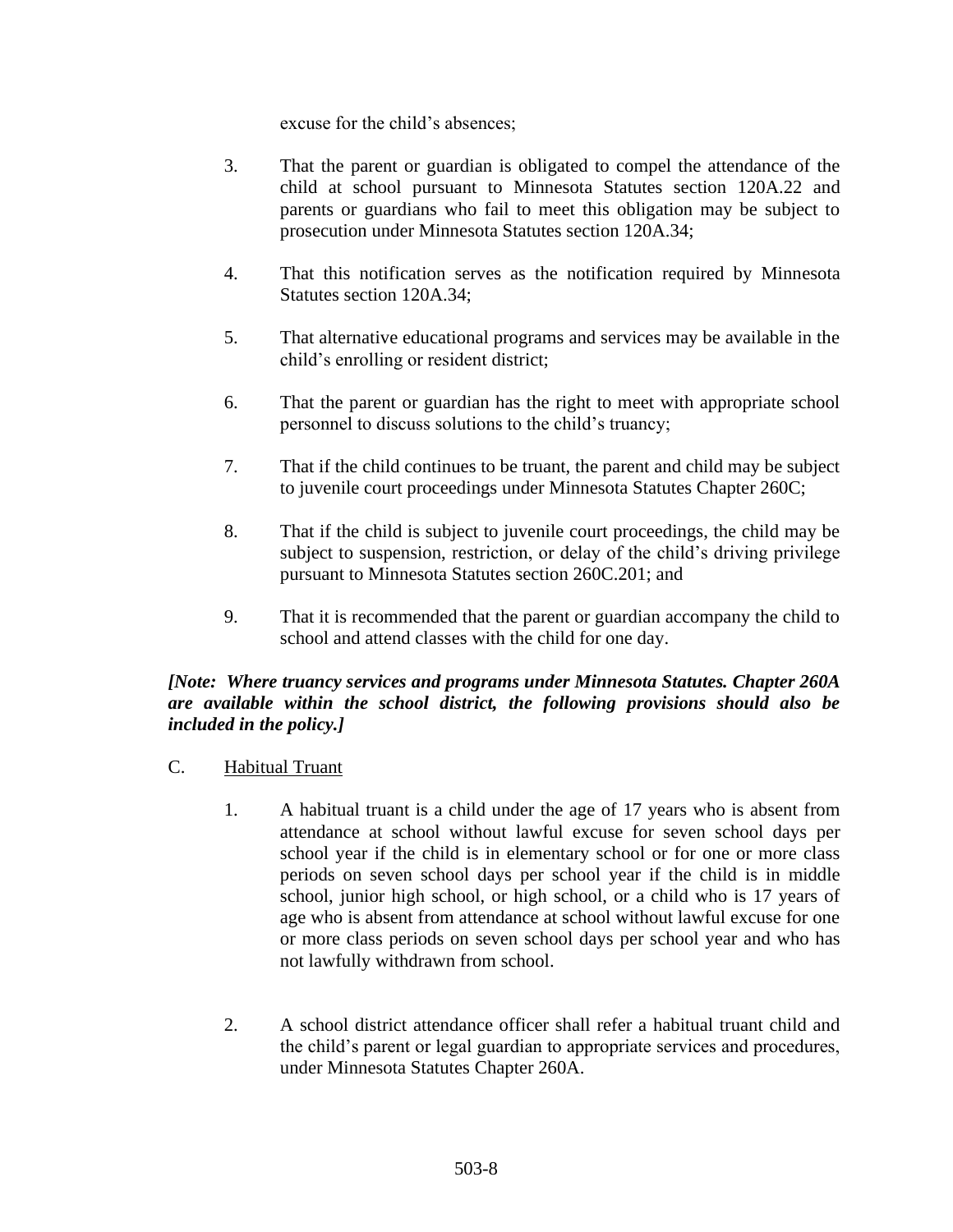excuse for the child's absences;

3. That the parent or guardian is obligated to compel the attendance of the child at school pursuant to Minnesota Statutes section 120A.22 and parents or guardians who fail to meet this obligation may be subject to prosecution under Minnesota Statutes section 120A.34;

4. That this notification serves as the notification required by Minnesota Statutes section 120A.34;

5. That alternative educational programs and services may be available in the child's enrolling or resident district;

6. That the parent or guardian has the right to meet with appropriate school personnel to discuss solutions to the child's truancy;

7. That if the child continues to be truant, the parent and child may be subject to juvenile court proceedings under Minnesota Statutes Chapter 260C;

8. That if the child is subject to juvenile court proceedings, the child may be subject to suspension, restriction, or delay of the child's driving privilege pursuant to Minnesota Statutes section 260C.201; and

9. That it is recommended that the parent or guardian accompany the child to school and attend classes with the child for one day.

***[Note: Where truancy services and programs under Minnesota Statutes. Chapter 260A are available within the school district, the following provisions should also be included in the policy.]***

C. <u>Habitual Truant</u>

1. A habitual truant is a child under the age of 17 years who is absent from attendance at school without lawful excuse for seven school days per school year if the child is in elementary school or for one or more class periods on seven school days per school year if the child is in middle school, junior high school, or high school, or a child who is 17 years of age who is absent from attendance at school without lawful excuse for one or more class periods on seven school days per school year and who has not lawfully withdrawn from school.

2. A school district attendance officer shall refer a habitual truant child and the child's parent or legal guardian to appropriate services and procedures, under Minnesota Statutes Chapter 260A.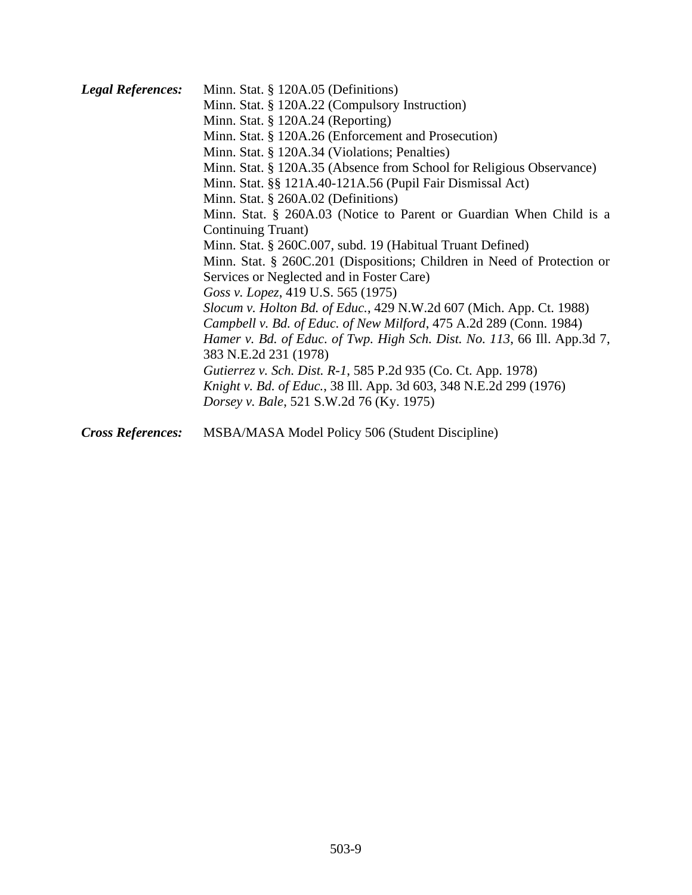***Legal References:***

Minn. Stat. § 120A.05 (Definitions)
Minn. Stat. § 120A.22 (Compulsory Instruction)
Minn. Stat. § 120A.24 (Reporting)
Minn. Stat. § 120A.26 (Enforcement and Prosecution)
Minn. Stat. § 120A.34 (Violations; Penalties)
Minn. Stat. § 120A.35 (Absence from School for Religious Observance)
Minn. Stat. §§ 121A.40-121A.56 (Pupil Fair Dismissal Act)
Minn. Stat. § 260A.02 (Definitions)
Minn. Stat. § 260A.03 (Notice to Parent or Guardian When Child is a Continuing Truant)
Minn. Stat. § 260C.007, subd. 19 (Habitual Truant Defined)
Minn. Stat. § 260C.201 (Dispositions; Children in Need of Protection or Services or Neglected and in Foster Care)
*Goss v. Lopez*, 419 U.S. 565 (1975)
*Slocum v. Holton Bd. of Educ.*, 429 N.W.2d 607 (Mich. App. Ct. 1988)
*Campbell v. Bd. of Educ. of New Milford*, 475 A.2d 289 (Conn. 1984)
*Hamer v. Bd. of Educ. of Twp. High Sch. Dist. No. 113*, 66 Ill. App.3d 7, 383 N.E.2d 231 (1978)
*Gutierrez v. Sch. Dist. R-1*, 585 P.2d 935 (Co. Ct. App. 1978)
*Knight v. Bd. of Educ.*, 38 Ill. App. 3d 603, 348 N.E.2d 299 (1976)
*Dorsey v. Bale*, 521 S.W.2d 76 (Ky. 1975)

***Cross References:***

MSBA/MASA Model Policy 506 (Student Discipline)